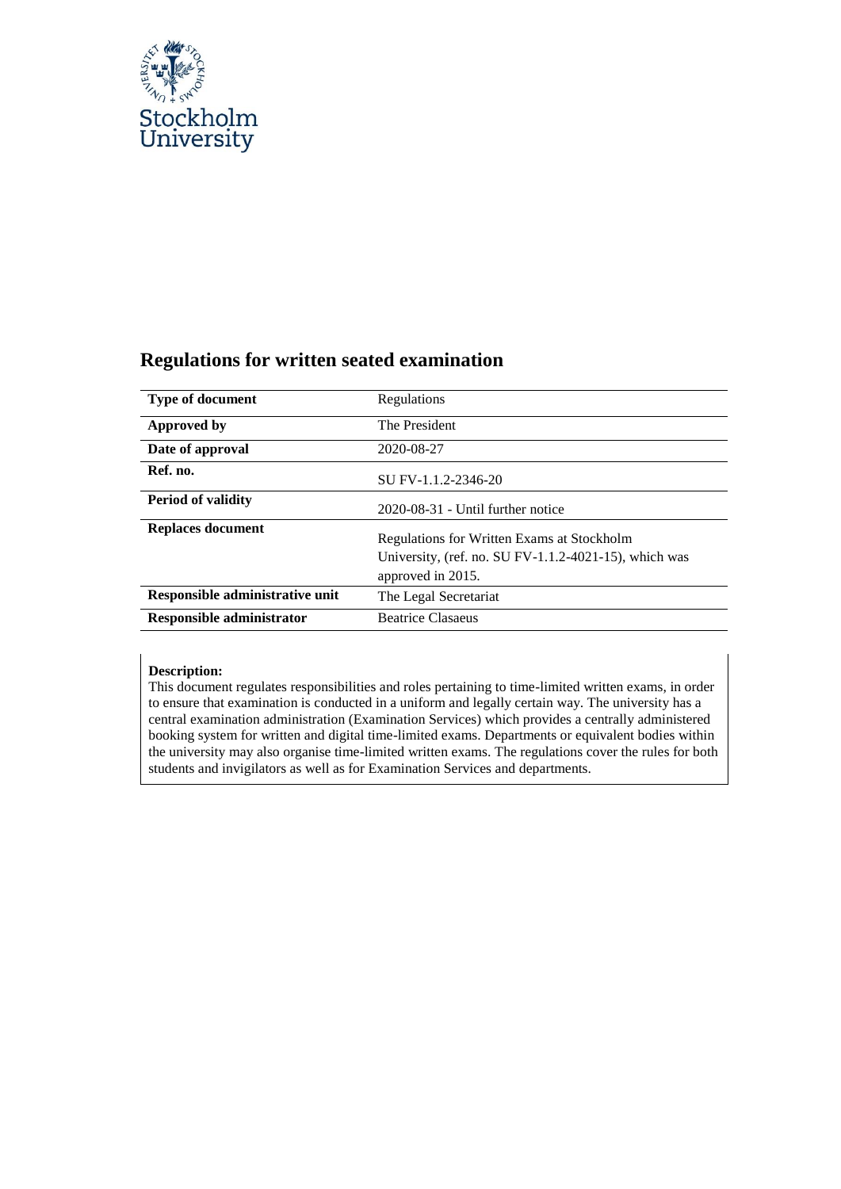Stockholm University

# Regulations for written seated examination

| Type of document | Regulations |
|---|---|
| **Approved by** | The President |
| **Date of approval** | 2020-08-27 |
| **Ref. no.** | SU FV-1.1.2-2346-20 |
| **Period of validity** | 2020-08-31 - Until further notice |
| **Replaces document** | Regulations for Written Exams at Stockholm University, (ref. no. SU FV-1.1.2-4021-15), which was approved in 2015. |
| **Responsible administrative unit** | The Legal Secretariat |
| **Responsible administrator** | Beatrice Clasaeus |

**Description:**
This document regulates responsibilities and roles pertaining to time-limited written exams, in order to ensure that examination is conducted in a uniform and legally certain way. The university has a central examination administration (Examination Services) which provides a centrally administered booking system for written and digital time-limited exams. Departments or equivalent bodies within the university may also organise time-limited written exams. The regulations cover the rules for both students and invigilators as well as for Examination Services and departments.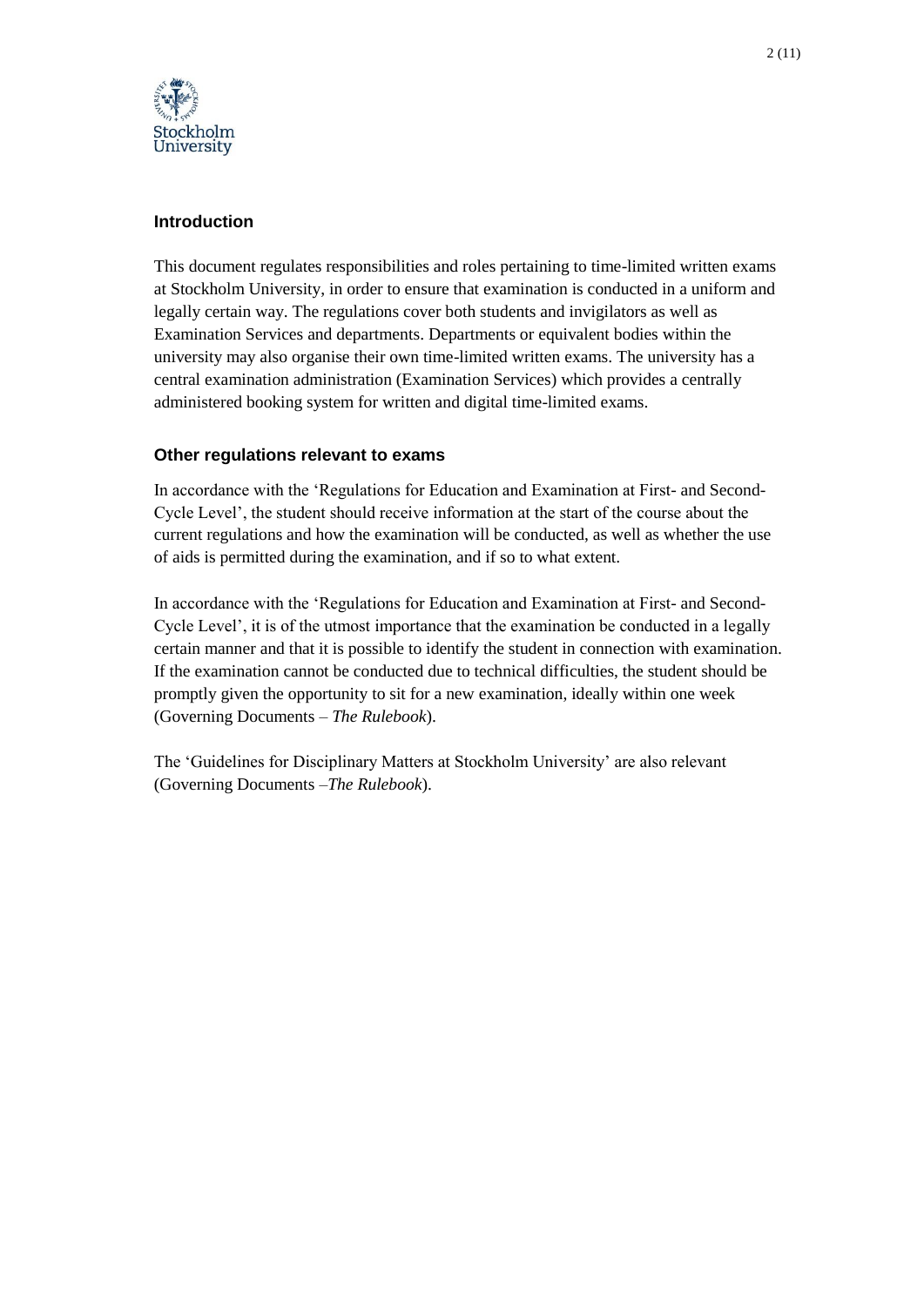## Introduction

This document regulates responsibilities and roles pertaining to time-limited written exams at Stockholm University, in order to ensure that examination is conducted in a uniform and legally certain way. The regulations cover both students and invigilators as well as Examination Services and departments. Departments or equivalent bodies within the university may also organise their own time-limited written exams. The university has a central examination administration (Examination Services) which provides a centrally administered booking system for written and digital time-limited exams.

## Other regulations relevant to exams

In accordance with the 'Regulations for Education and Examination at First- and Second-Cycle Level', the student should receive information at the start of the course about the current regulations and how the examination will be conducted, as well as whether the use of aids is permitted during the examination, and if so to what extent.

In accordance with the 'Regulations for Education and Examination at First- and Second-Cycle Level', it is of the utmost importance that the examination be conducted in a legally certain manner and that it is possible to identify the student in connection with examination. If the examination cannot be conducted due to technical difficulties, the student should be promptly given the opportunity to sit for a new examination, ideally within one week (Governing Documents – *The Rulebook*).

The 'Guidelines for Disciplinary Matters at Stockholm University' are also relevant (Governing Documents –*The Rulebook*).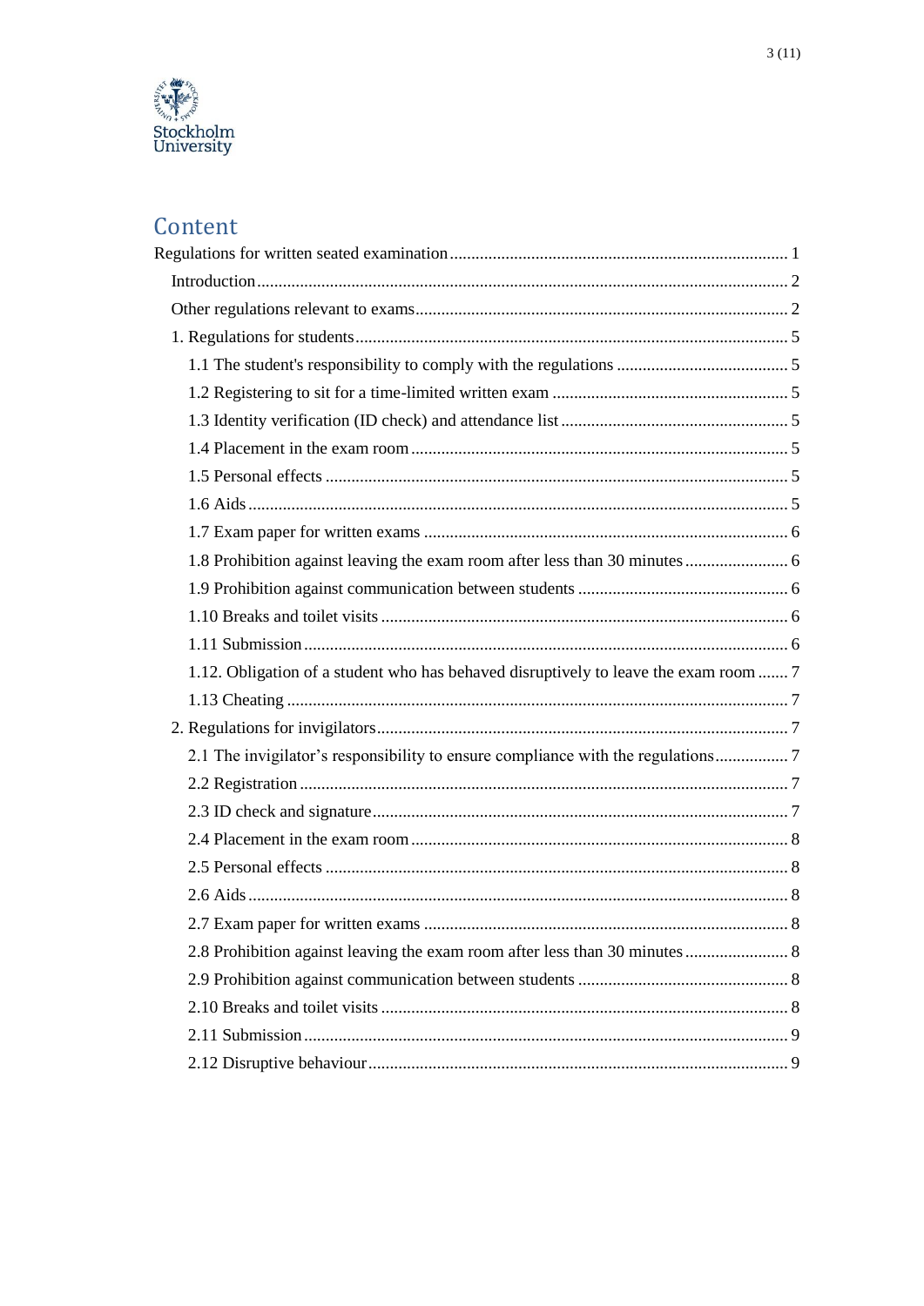# Content

Regulations for written seated examination .......... 1

- Introduction .......... 2
- Other regulations relevant to exams .......... 2
- 1. Regulations for students .......... 5
  - 1.1 The student's responsibility to comply with the regulations .......... 5
  - 1.2 Registering to sit for a time-limited written exam .......... 5
  - 1.3 Identity verification (ID check) and attendance list .......... 5
  - 1.4 Placement in the exam room .......... 5
  - 1.5 Personal effects .......... 5
  - 1.6 Aids .......... 5
  - 1.7 Exam paper for written exams .......... 6
  - 1.8 Prohibition against leaving the exam room after less than 30 minutes .......... 6
  - 1.9 Prohibition against communication between students .......... 6
  - 1.10 Breaks and toilet visits .......... 6
  - 1.11 Submission .......... 6
  - 1.12. Obligation of a student who has behaved disruptively to leave the exam room .......... 7
  - 1.13 Cheating .......... 7
- 2. Regulations for invigilators .......... 7
  - 2.1 The invigilator's responsibility to ensure compliance with the regulations .......... 7
  - 2.2 Registration .......... 7
  - 2.3 ID check and signature .......... 7
  - 2.4 Placement in the exam room .......... 8
  - 2.5 Personal effects .......... 8
  - 2.6 Aids .......... 8
  - 2.7 Exam paper for written exams .......... 8
  - 2.8 Prohibition against leaving the exam room after less than 30 minutes .......... 8
  - 2.9 Prohibition against communication between students .......... 8
  - 2.10 Breaks and toilet visits .......... 8
  - 2.11 Submission .......... 9
  - 2.12 Disruptive behaviour .......... 9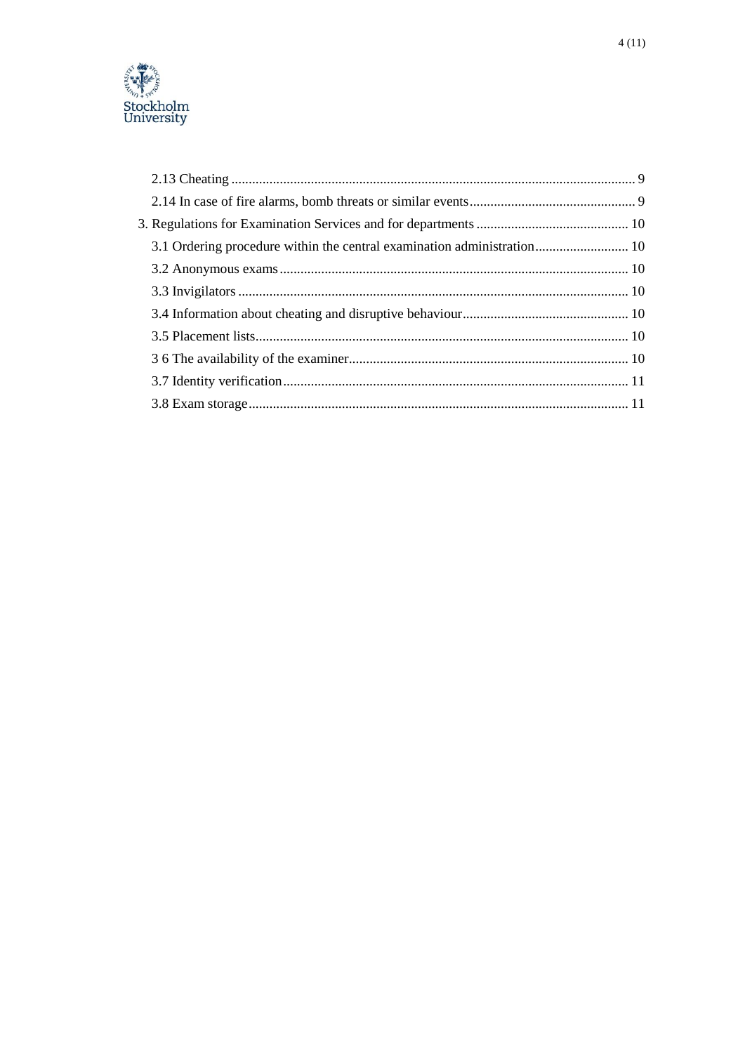- 2.13 Cheating ........................................ 9
- 2.14 In case of fire alarms, bomb threats or similar events ........................................ 9

3. Regulations for Examination Services and for departments ........................................ 10

- 3.1 Ordering procedure within the central examination administration ........................................ 10
- 3.2 Anonymous exams ........................................ 10
- 3.3 Invigilators ........................................ 10
- 3.4 Information about cheating and disruptive behaviour ........................................ 10
- 3.5 Placement lists ........................................ 10
- 3 6 The availability of the examiner ........................................ 10
- 3.7 Identity verification ........................................ 11
- 3.8 Exam storage ........................................ 11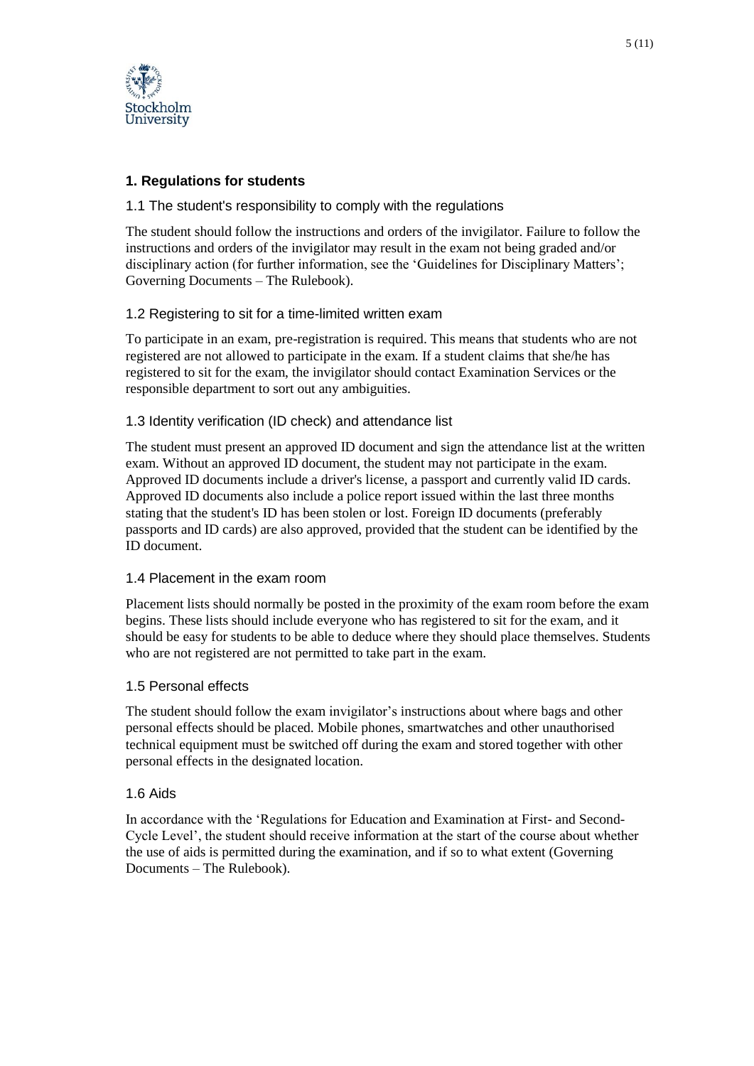## 1. Regulations for students

### 1.1 The student's responsibility to comply with the regulations

The student should follow the instructions and orders of the invigilator. Failure to follow the instructions and orders of the invigilator may result in the exam not being graded and/or disciplinary action (for further information, see the 'Guidelines for Disciplinary Matters'; Governing Documents – The Rulebook).

### 1.2 Registering to sit for a time-limited written exam

To participate in an exam, pre-registration is required. This means that students who are not registered are not allowed to participate in the exam. If a student claims that she/he has registered to sit for the exam, the invigilator should contact Examination Services or the responsible department to sort out any ambiguities.

### 1.3 Identity verification (ID check) and attendance list

The student must present an approved ID document and sign the attendance list at the written exam. Without an approved ID document, the student may not participate in the exam. Approved ID documents include a driver's license, a passport and currently valid ID cards. Approved ID documents also include a police report issued within the last three months stating that the student's ID has been stolen or lost. Foreign ID documents (preferably passports and ID cards) are also approved, provided that the student can be identified by the ID document.

### 1.4 Placement in the exam room

Placement lists should normally be posted in the proximity of the exam room before the exam begins. These lists should include everyone who has registered to sit for the exam, and it should be easy for students to be able to deduce where they should place themselves. Students who are not registered are not permitted to take part in the exam.

### 1.5 Personal effects

The student should follow the exam invigilator's instructions about where bags and other personal effects should be placed. Mobile phones, smartwatches and other unauthorised technical equipment must be switched off during the exam and stored together with other personal effects in the designated location.

### 1.6 Aids

In accordance with the 'Regulations for Education and Examination at First- and Second-Cycle Level', the student should receive information at the start of the course about whether the use of aids is permitted during the examination, and if so to what extent (Governing Documents – The Rulebook).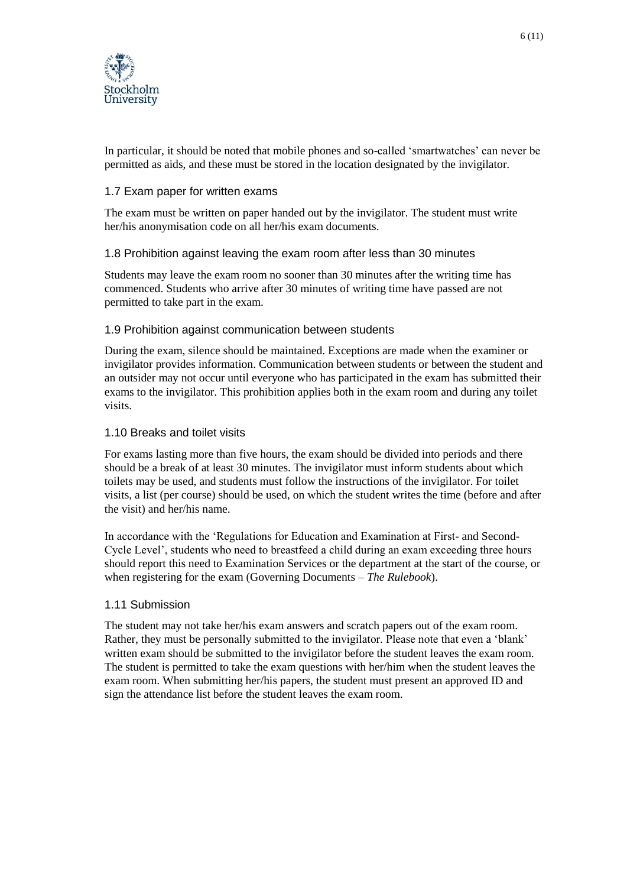In particular, it should be noted that mobile phones and so-called 'smartwatches' can never be permitted as aids, and these must be stored in the location designated by the invigilator.

### 1.7 Exam paper for written exams

The exam must be written on paper handed out by the invigilator. The student must write her/his anonymisation code on all her/his exam documents.

### 1.8 Prohibition against leaving the exam room after less than 30 minutes

Students may leave the exam room no sooner than 30 minutes after the writing time has commenced. Students who arrive after 30 minutes of writing time have passed are not permitted to take part in the exam.

### 1.9 Prohibition against communication between students

During the exam, silence should be maintained. Exceptions are made when the examiner or invigilator provides information. Communication between students or between the student and an outsider may not occur until everyone who has participated in the exam has submitted their exams to the invigilator. This prohibition applies both in the exam room and during any toilet visits.

### 1.10 Breaks and toilet visits

For exams lasting more than five hours, the exam should be divided into periods and there should be a break of at least 30 minutes. The invigilator must inform students about which toilets may be used, and students must follow the instructions of the invigilator. For toilet visits, a list (per course) should be used, on which the student writes the time (before and after the visit) and her/his name.

In accordance with the 'Regulations for Education and Examination at First- and Second-Cycle Level', students who need to breastfeed a child during an exam exceeding three hours should report this need to Examination Services or the department at the start of the course, or when registering for the exam (Governing Documents – *The Rulebook*).

### 1.11 Submission

The student may not take her/his exam answers and scratch papers out of the exam room. Rather, they must be personally submitted to the invigilator. Please note that even a 'blank' written exam should be submitted to the invigilator before the student leaves the exam room. The student is permitted to take the exam questions with her/him when the student leaves the exam room. When submitting her/his papers, the student must present an approved ID and sign the attendance list before the student leaves the exam room.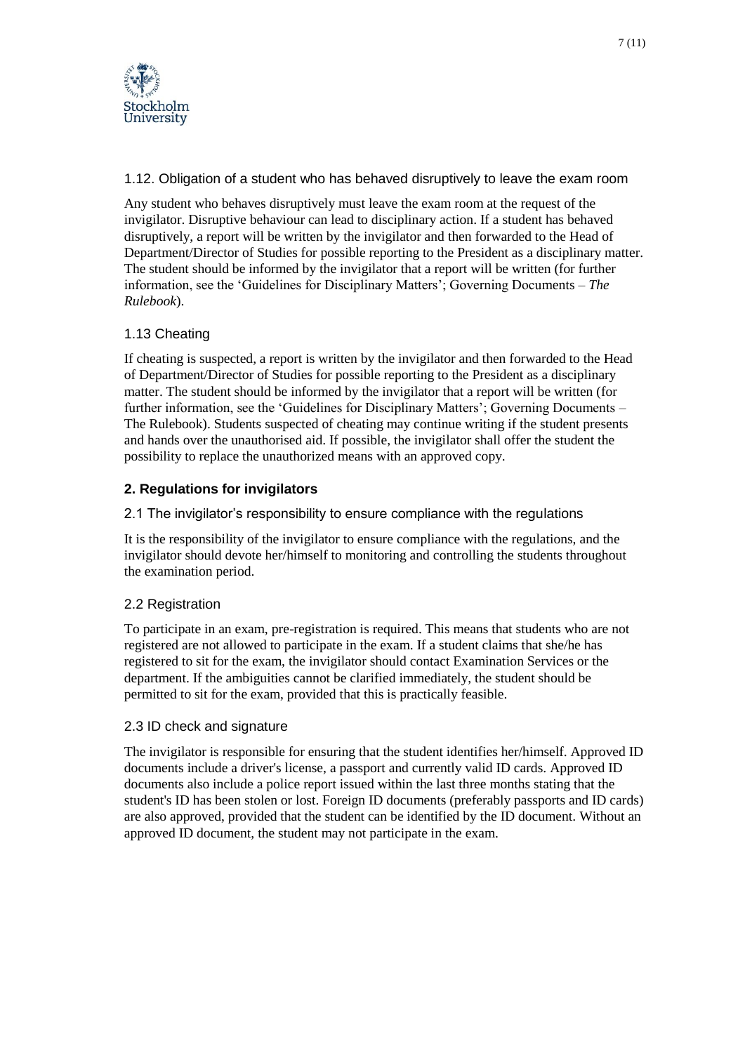### 1.12. Obligation of a student who has behaved disruptively to leave the exam room

Any student who behaves disruptively must leave the exam room at the request of the invigilator. Disruptive behaviour can lead to disciplinary action. If a student has behaved disruptively, a report will be written by the invigilator and then forwarded to the Head of Department/Director of Studies for possible reporting to the President as a disciplinary matter. The student should be informed by the invigilator that a report will be written (for further information, see the 'Guidelines for Disciplinary Matters'; Governing Documents – *The Rulebook*).

### 1.13 Cheating

If cheating is suspected, a report is written by the invigilator and then forwarded to the Head of Department/Director of Studies for possible reporting to the President as a disciplinary matter. The student should be informed by the invigilator that a report will be written (for further information, see the 'Guidelines for Disciplinary Matters'; Governing Documents – The Rulebook). Students suspected of cheating may continue writing if the student presents and hands over the unauthorised aid. If possible, the invigilator shall offer the student the possibility to replace the unauthorized means with an approved copy.

## 2. Regulations for invigilators

### 2.1 The invigilator's responsibility to ensure compliance with the regulations

It is the responsibility of the invigilator to ensure compliance with the regulations, and the invigilator should devote her/himself to monitoring and controlling the students throughout the examination period.

### 2.2 Registration

To participate in an exam, pre-registration is required. This means that students who are not registered are not allowed to participate in the exam. If a student claims that she/he has registered to sit for the exam, the invigilator should contact Examination Services or the department. If the ambiguities cannot be clarified immediately, the student should be permitted to sit for the exam, provided that this is practically feasible.

### 2.3 ID check and signature

The invigilator is responsible for ensuring that the student identifies her/himself. Approved ID documents include a driver's license, a passport and currently valid ID cards. Approved ID documents also include a police report issued within the last three months stating that the student's ID has been stolen or lost. Foreign ID documents (preferably passports and ID cards) are also approved, provided that the student can be identified by the ID document. Without an approved ID document, the student may not participate in the exam.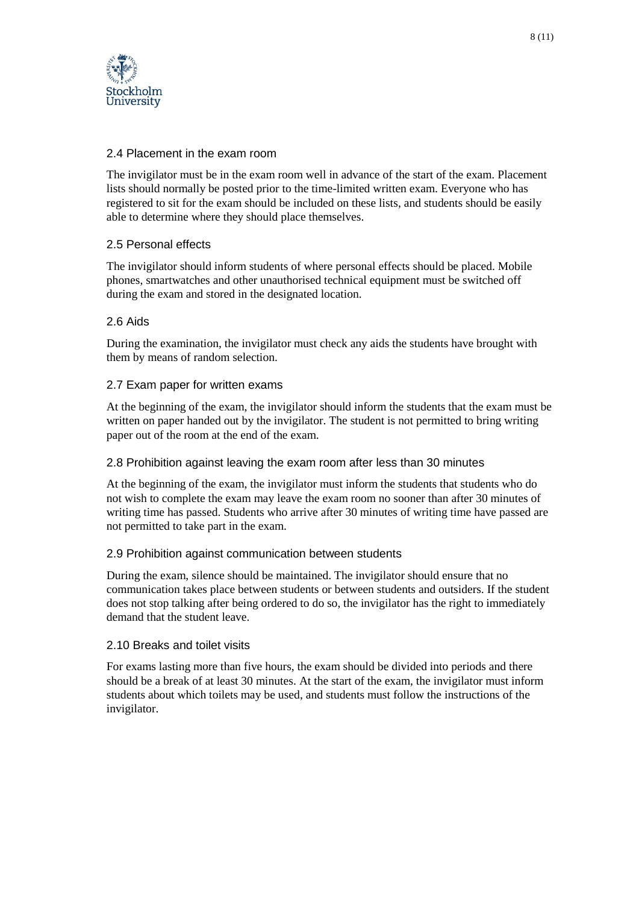### 2.4 Placement in the exam room

The invigilator must be in the exam room well in advance of the start of the exam. Placement lists should normally be posted prior to the time-limited written exam. Everyone who has registered to sit for the exam should be included on these lists, and students should be easily able to determine where they should place themselves.

### 2.5 Personal effects

The invigilator should inform students of where personal effects should be placed. Mobile phones, smartwatches and other unauthorised technical equipment must be switched off during the exam and stored in the designated location.

### 2.6 Aids

During the examination, the invigilator must check any aids the students have brought with them by means of random selection.

### 2.7 Exam paper for written exams

At the beginning of the exam, the invigilator should inform the students that the exam must be written on paper handed out by the invigilator. The student is not permitted to bring writing paper out of the room at the end of the exam.

### 2.8 Prohibition against leaving the exam room after less than 30 minutes

At the beginning of the exam, the invigilator must inform the students that students who do not wish to complete the exam may leave the exam room no sooner than after 30 minutes of writing time has passed. Students who arrive after 30 minutes of writing time have passed are not permitted to take part in the exam.

### 2.9 Prohibition against communication between students

During the exam, silence should be maintained. The invigilator should ensure that no communication takes place between students or between students and outsiders. If the student does not stop talking after being ordered to do so, the invigilator has the right to immediately demand that the student leave.

### 2.10 Breaks and toilet visits

For exams lasting more than five hours, the exam should be divided into periods and there should be a break of at least 30 minutes. At the start of the exam, the invigilator must inform students about which toilets may be used, and students must follow the instructions of the invigilator.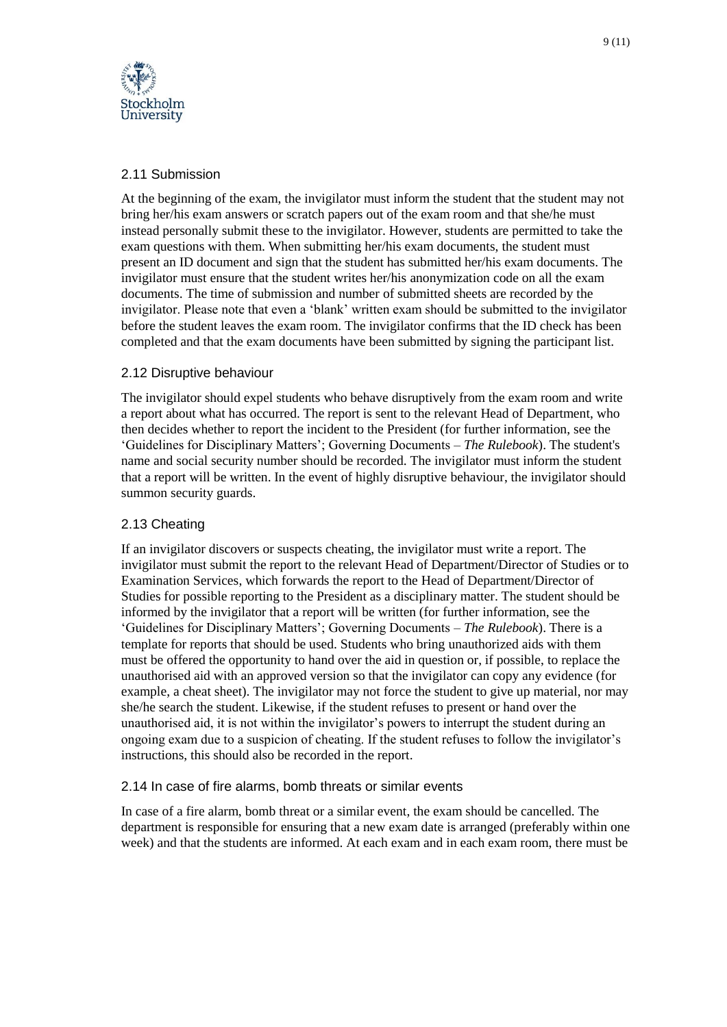### 2.11 Submission

At the beginning of the exam, the invigilator must inform the student that the student may not bring her/his exam answers or scratch papers out of the exam room and that she/he must instead personally submit these to the invigilator. However, students are permitted to take the exam questions with them. When submitting her/his exam documents, the student must present an ID document and sign that the student has submitted her/his exam documents. The invigilator must ensure that the student writes her/his anonymization code on all the exam documents. The time of submission and number of submitted sheets are recorded by the invigilator. Please note that even a 'blank' written exam should be submitted to the invigilator before the student leaves the exam room. The invigilator confirms that the ID check has been completed and that the exam documents have been submitted by signing the participant list.

### 2.12 Disruptive behaviour

The invigilator should expel students who behave disruptively from the exam room and write a report about what has occurred. The report is sent to the relevant Head of Department, who then decides whether to report the incident to the President (for further information, see the 'Guidelines for Disciplinary Matters'; Governing Documents – *The Rulebook*). The student's name and social security number should be recorded. The invigilator must inform the student that a report will be written. In the event of highly disruptive behaviour, the invigilator should summon security guards.

### 2.13 Cheating

If an invigilator discovers or suspects cheating, the invigilator must write a report. The invigilator must submit the report to the relevant Head of Department/Director of Studies or to Examination Services, which forwards the report to the Head of Department/Director of Studies for possible reporting to the President as a disciplinary matter. The student should be informed by the invigilator that a report will be written (for further information, see the 'Guidelines for Disciplinary Matters'; Governing Documents – *The Rulebook*). There is a template for reports that should be used. Students who bring unauthorized aids with them must be offered the opportunity to hand over the aid in question or, if possible, to replace the unauthorised aid with an approved version so that the invigilator can copy any evidence (for example, a cheat sheet). The invigilator may not force the student to give up material, nor may she/he search the student. Likewise, if the student refuses to present or hand over the unauthorised aid, it is not within the invigilator's powers to interrupt the student during an ongoing exam due to a suspicion of cheating. If the student refuses to follow the invigilator's instructions, this should also be recorded in the report.

### 2.14 In case of fire alarms, bomb threats or similar events

In case of a fire alarm, bomb threat or a similar event, the exam should be cancelled. The department is responsible for ensuring that a new exam date is arranged (preferably within one week) and that the students are informed. At each exam and in each exam room, there must be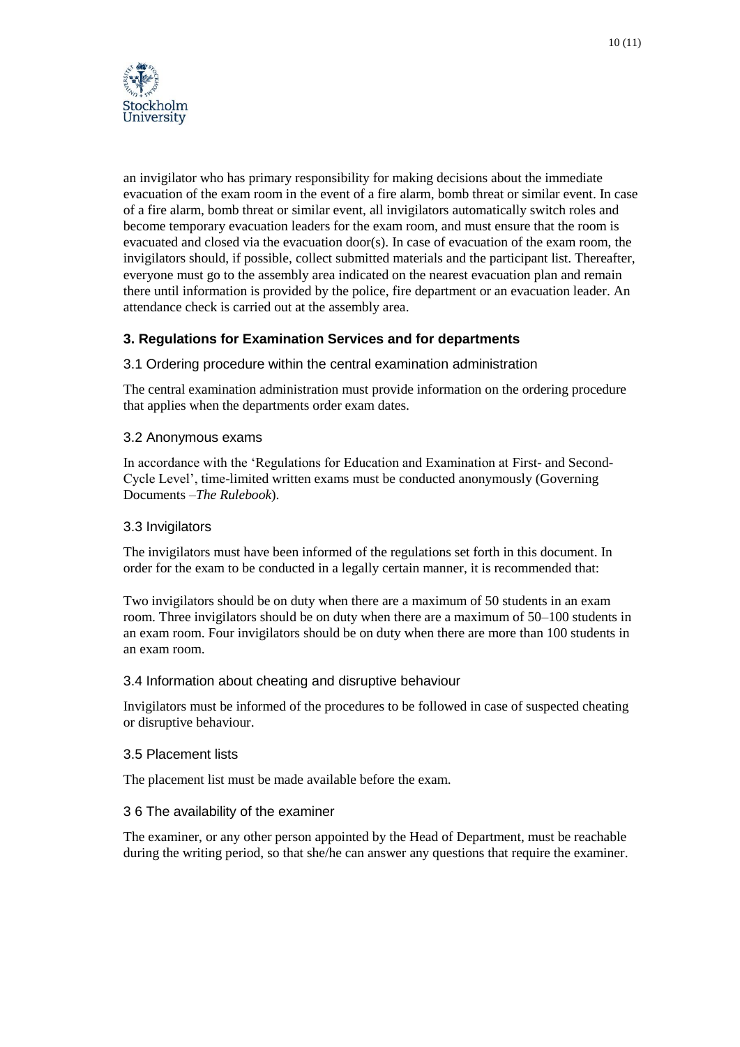an invigilator who has primary responsibility for making decisions about the immediate evacuation of the exam room in the event of a fire alarm, bomb threat or similar event. In case of a fire alarm, bomb threat or similar event, all invigilators automatically switch roles and become temporary evacuation leaders for the exam room, and must ensure that the room is evacuated and closed via the evacuation door(s). In case of evacuation of the exam room, the invigilators should, if possible, collect submitted materials and the participant list. Thereafter, everyone must go to the assembly area indicated on the nearest evacuation plan and remain there until information is provided by the police, fire department or an evacuation leader. An attendance check is carried out at the assembly area.

## 3. Regulations for Examination Services and for departments

### 3.1 Ordering procedure within the central examination administration

The central examination administration must provide information on the ordering procedure that applies when the departments order exam dates.

### 3.2 Anonymous exams

In accordance with the 'Regulations for Education and Examination at First- and Second-Cycle Level', time-limited written exams must be conducted anonymously (Governing Documents –*The Rulebook*).

### 3.3 Invigilators

The invigilators must have been informed of the regulations set forth in this document. In order for the exam to be conducted in a legally certain manner, it is recommended that:

Two invigilators should be on duty when there are a maximum of 50 students in an exam room. Three invigilators should be on duty when there are a maximum of 50–100 students in an exam room. Four invigilators should be on duty when there are more than 100 students in an exam room.

### 3.4 Information about cheating and disruptive behaviour

Invigilators must be informed of the procedures to be followed in case of suspected cheating or disruptive behaviour.

### 3.5 Placement lists

The placement list must be made available before the exam.

### 3 6 The availability of the examiner

The examiner, or any other person appointed by the Head of Department, must be reachable during the writing period, so that she/he can answer any questions that require the examiner.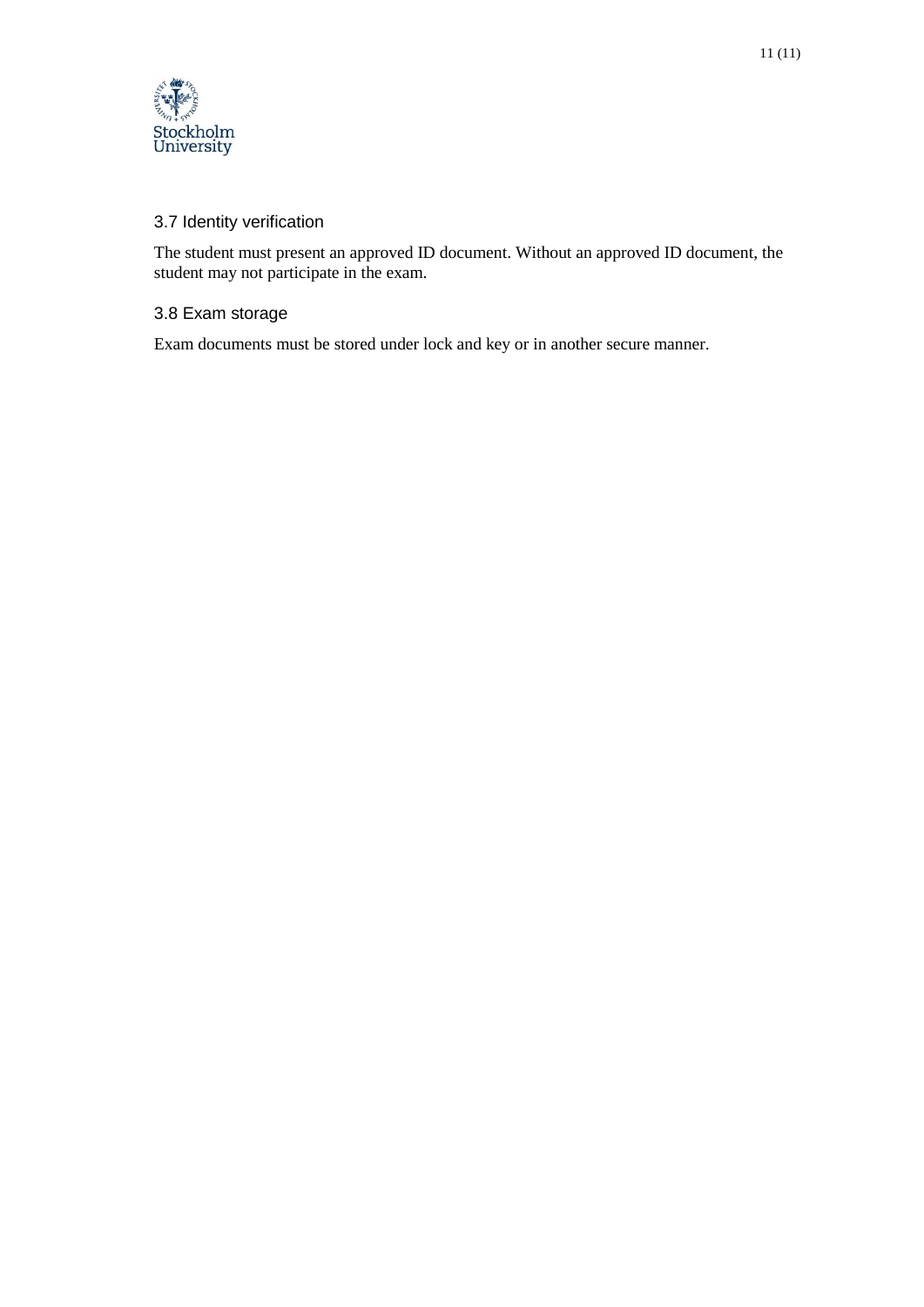### 3.7 Identity verification

The student must present an approved ID document. Without an approved ID document, the student may not participate in the exam.

### 3.8 Exam storage

Exam documents must be stored under lock and key or in another secure manner.